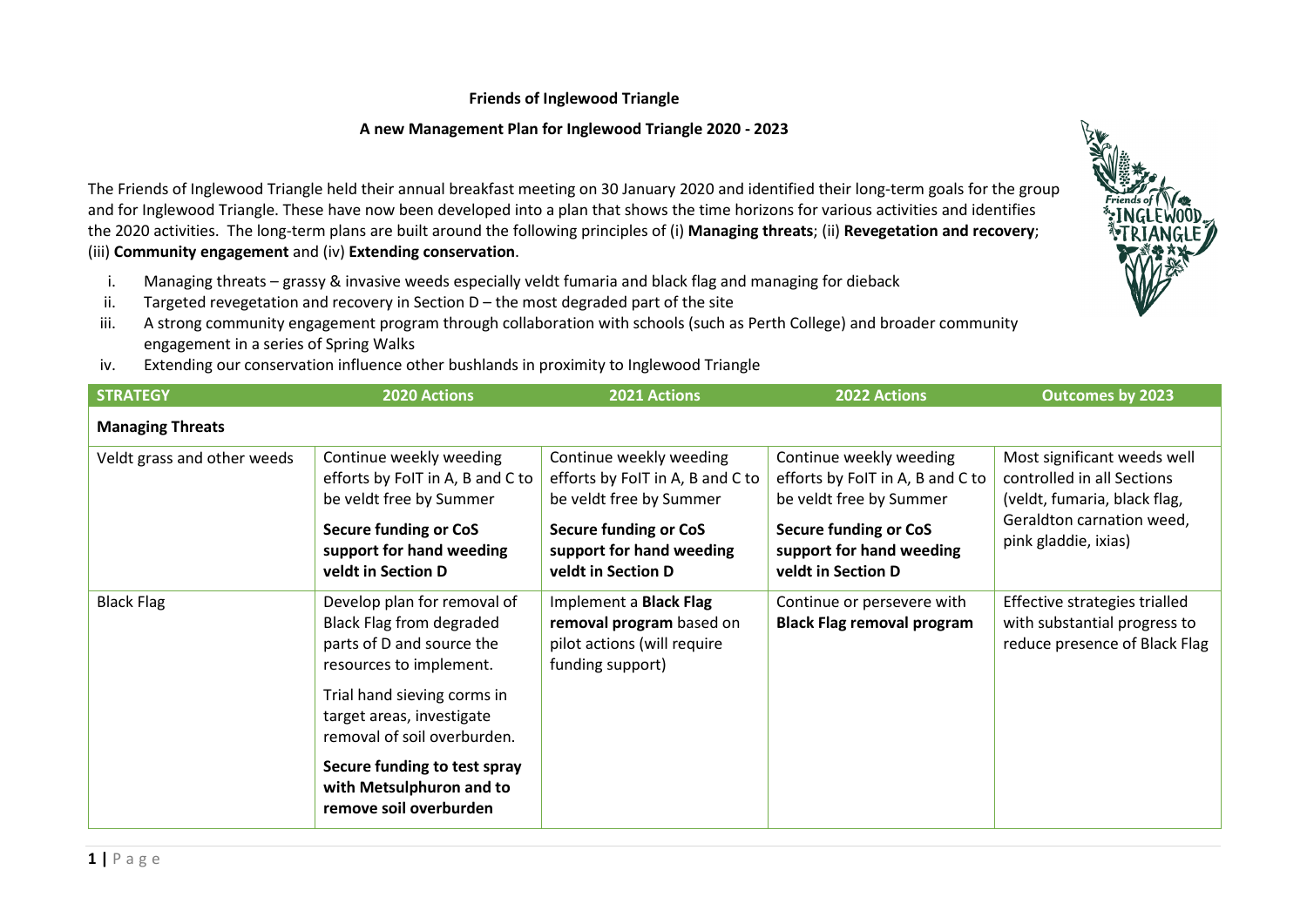**Friends of Inglewood Triangle**

**A new Management Plan for Inglewood Triangle 2020 - 2023**

The Friends of Inglewood Triangle held their annual breakfast meeting on 30 January 2020 and identified their long-term goals for the group and for Inglewood Triangle. These have now been developed into a plan that shows the time horizons for various activities and identifies the 2020 activities. The long-term plans are built around the following principles of (i) **Managing threats**; (ii) **Revegetation and recovery**; (iii) **Community engagement** and (iv) **Extending conservation**.

i. Managing threats – grassy & invasive weeds especially veldt fumaria and black flag and managing for dieback
ii. Targeted revegetation and recovery in Section D – the most degraded part of the site
iii. A strong community engagement program through collaboration with schools (such as Perth College) and broader community engagement in a series of Spring Walks
iv. Extending our conservation influence other bushlands in proximity to Inglewood Triangle

| STRATEGY | 2020 Actions | 2021 Actions | 2022 Actions | Outcomes by 2023 |
|---|---|---|---|---|
| **Managing Threats** | | | | |
| Veldt grass and other weeds | Continue weekly weeding efforts by FoIT in A, B and C to be veldt free by Summer<br><br>**Secure funding or CoS support for hand weeding veldt in Section D** | Continue weekly weeding efforts by FoIT in A, B and C to be veldt free by Summer<br><br>**Secure funding or CoS support for hand weeding veldt in Section D** | Continue weekly weeding efforts by FoIT in A, B and C to be veldt free by Summer<br><br>**Secure funding or CoS support for hand weeding veldt in Section D** | Most significant weeds well controlled in all Sections (veldt, fumaria, black flag, Geraldton carnation weed, pink gladdie, ixias) |
| Black Flag | Develop plan for removal of Black Flag from degraded parts of D and source the resources to implement.<br><br>Trial hand sieving corms in target areas, investigate removal of soil overburden.<br><br>**Secure funding to test spray with Metsulphuron and to remove soil overburden** | Implement a **Black Flag removal program** based on pilot actions (will require funding support) | Continue or persevere with **Black Flag removal program** | Effective strategies trialled with substantial progress to reduce presence of Black Flag |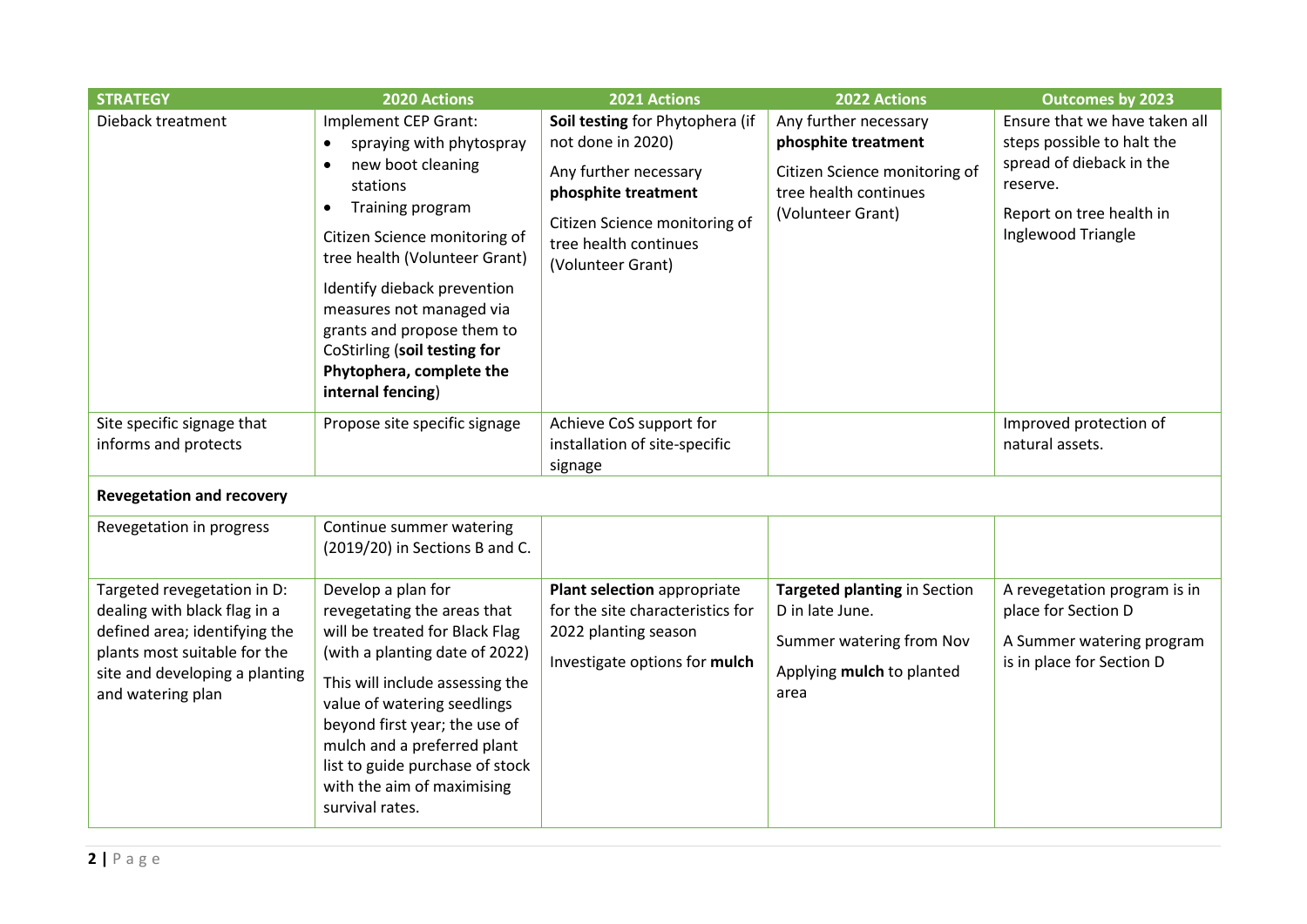| STRATEGY | 2020 Actions | 2021 Actions | 2022 Actions | Outcomes by 2023 |
| --- | --- | --- | --- | --- |
| Dieback treatment | Implement CEP Grant:<br>• spraying with phytospray<br>• new boot cleaning stations<br>• Training program<br><br>Citizen Science monitoring of tree health (Volunteer Grant)<br><br>Identify dieback prevention measures not managed via grants and propose them to CoStirling (**soil testing for Phytophera, complete the internal fencing**) | **Soil testing** for Phytophera (if not done in 2020)<br><br>Any further necessary **phosphite treatment**<br><br>Citizen Science monitoring of tree health continues (Volunteer Grant) | Any further necessary **phosphite treatment**<br><br>Citizen Science monitoring of tree health continues (Volunteer Grant) | Ensure that we have taken all steps possible to halt the spread of dieback in the reserve.<br><br>Report on tree health in Inglewood Triangle |
| Site specific signage that informs and protects | Propose site specific signage | Achieve CoS support for installation of site-specific signage | | Improved protection of natural assets. |
| **Revegetation and recovery** | | | | |
| Revegetation in progress | Continue summer watering (2019/20) in Sections B and C. | | | |
| Targeted revegetation in D: dealing with black flag in a defined area; identifying the plants most suitable for the site and developing a planting and watering plan | Develop a plan for revegetating the areas that will be treated for Black Flag (with a planting date of 2022)<br><br>This will include assessing the value of watering seedlings beyond first year; the use of mulch and a preferred plant list to guide purchase of stock with the aim of maximising survival rates. | **Plant selection** appropriate for the site characteristics for 2022 planting season<br><br>Investigate options for **mulch** | **Targeted planting** in Section D in late June.<br><br>Summer watering from Nov<br><br>Applying **mulch** to planted area | A revegetation program is in place for Section D<br><br>A Summer watering program is in place for Section D |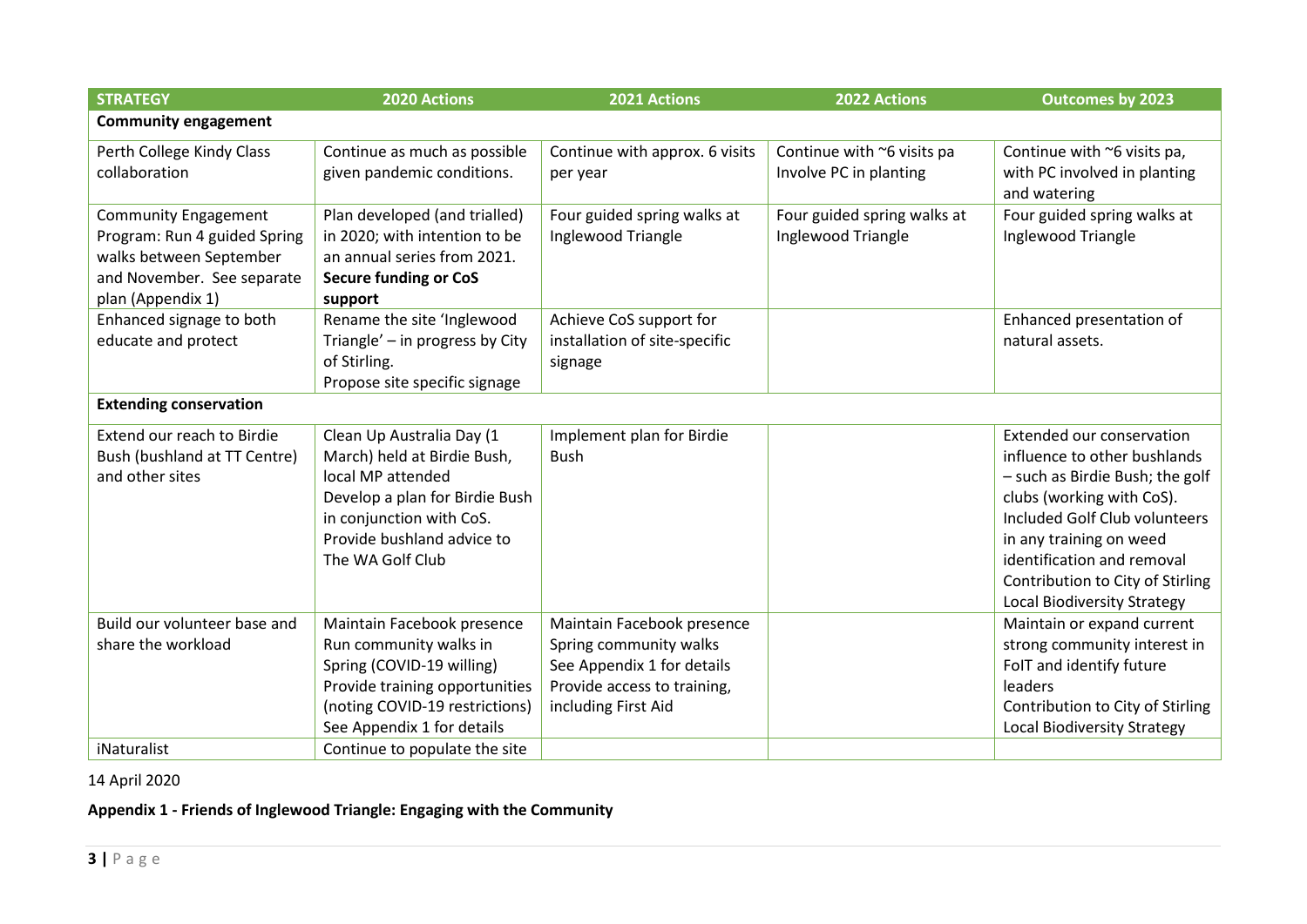| STRATEGY | 2020 Actions | 2021 Actions | 2022 Actions | Outcomes by 2023 |
|---|---|---|---|---|
| **Community engagement** | | | | |
| Perth College Kindy Class collaboration | Continue as much as possible given pandemic conditions. | Continue with approx. 6 visits per year | Continue with ~6 visits pa<br>Involve PC in planting | Continue with ~6 visits pa, with PC involved in planting and watering |
| Community Engagement Program: Run 4 guided Spring walks between September and November. See separate plan (Appendix 1) | Plan developed (and trialled) in 2020; with intention to be an annual series from 2021. **Secure funding or CoS support** | Four guided spring walks at Inglewood Triangle | Four guided spring walks at Inglewood Triangle | Four guided spring walks at Inglewood Triangle |
| Enhanced signage to both educate and protect | Rename the site 'Inglewood Triangle' – in progress by City of Stirling.<br>Propose site specific signage | Achieve CoS support for installation of site-specific signage | | Enhanced presentation of natural assets. |
| **Extending conservation** | | | | |
| Extend our reach to Birdie Bush (bushland at TT Centre) and other sites | Clean Up Australia Day (1 March) held at Birdie Bush, local MP attended<br>Develop a plan for Birdie Bush in conjunction with CoS.<br>Provide bushland advice to The WA Golf Club | Implement plan for Birdie Bush | | Extended our conservation influence to other bushlands – such as Birdie Bush; the golf clubs (working with CoS).<br>Included Golf Club volunteers in any training on weed identification and removal<br>Contribution to City of Stirling Local Biodiversity Strategy |
| Build our volunteer base and share the workload | Maintain Facebook presence<br>Run community walks in Spring (COVID-19 willing)<br>Provide training opportunities (noting COVID-19 restrictions)<br>See Appendix 1 for details | Maintain Facebook presence<br>Spring community walks<br>See Appendix 1 for details<br>Provide access to training, including First Aid | | Maintain or expand current strong community interest in FoIT and identify future leaders<br>Contribution to City of Stirling Local Biodiversity Strategy |
| iNaturalist | Continue to populate the site | | | |

14 April 2020

**Appendix 1 - Friends of Inglewood Triangle: Engaging with the Community**